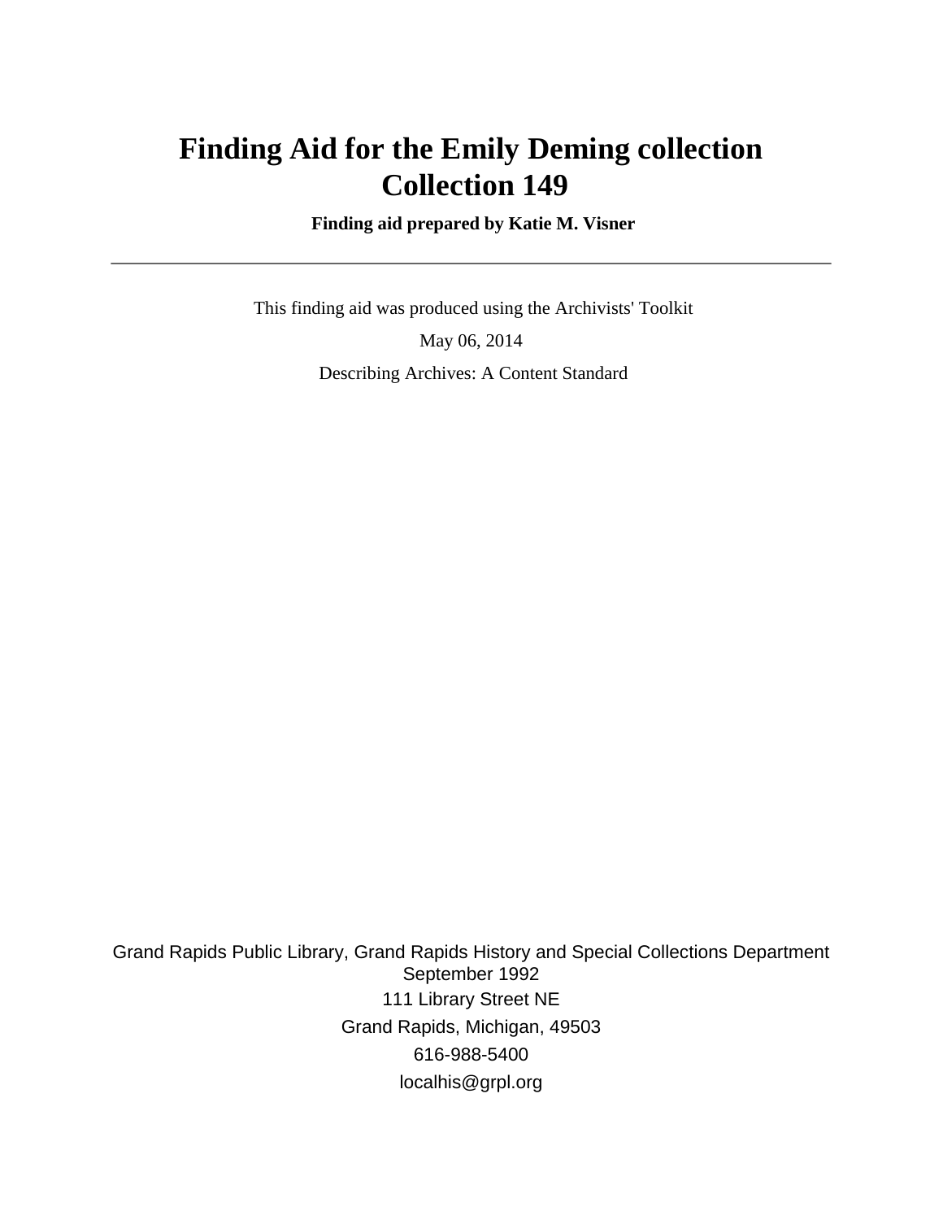# Finding Aid for the Emily Deming collection
# Collection 149

**Finding aid prepared by Katie M. Visner**

---

This finding aid was produced using the Archivists' Toolkit

May 06, 2014

Describing Archives: A Content Standard

Grand Rapids Public Library, Grand Rapids History and Special Collections Department
September 1992
111 Library Street NE
Grand Rapids, Michigan, 49503
616-988-5400
localhis@grpl.org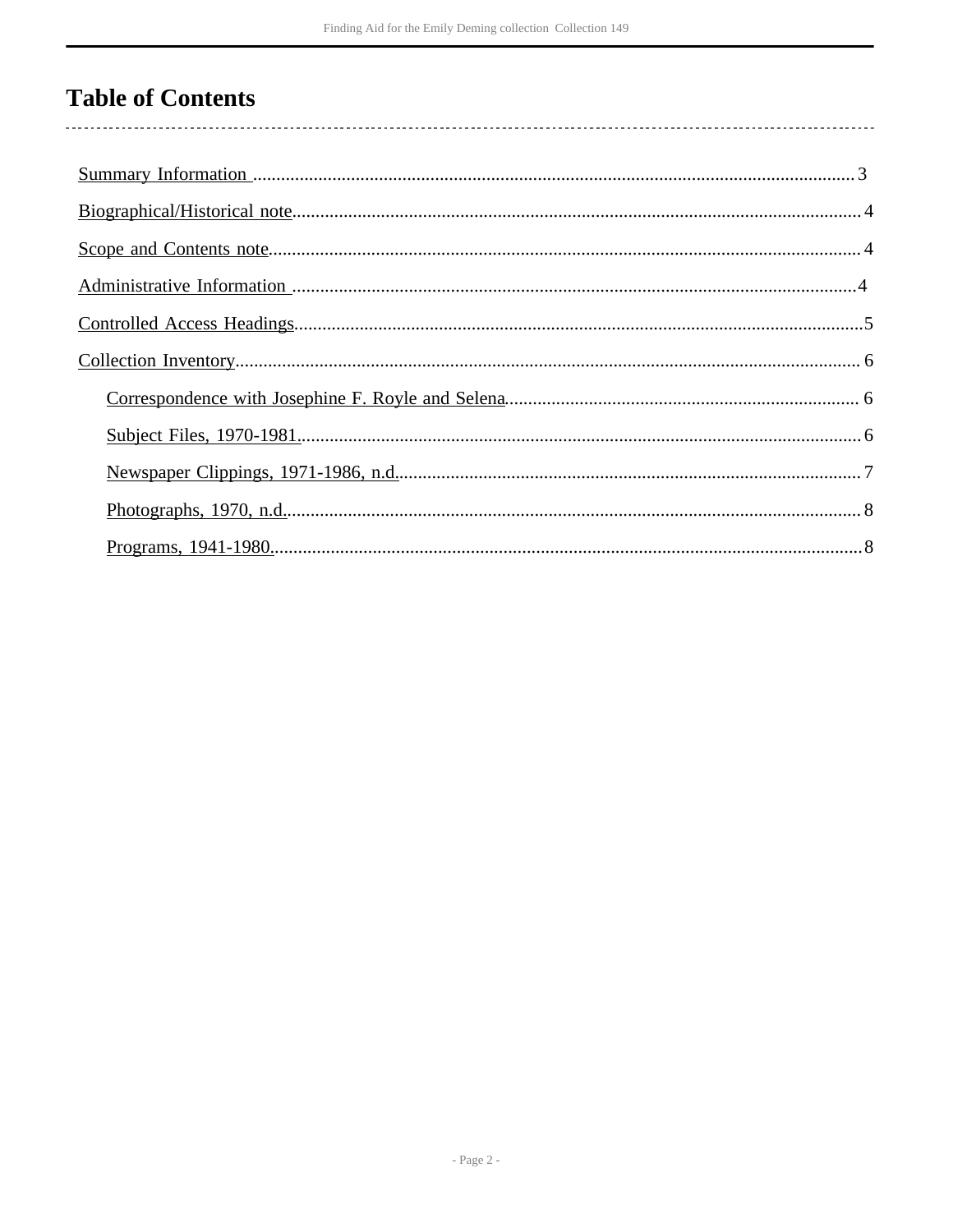# Table of Contents

- Summary Information ..... 3
- Biographical/Historical note ..... 4
- Scope and Contents note ..... 4
- Administrative Information ..... 4
- Controlled Access Headings ..... 5
- Collection Inventory ..... 6
  - Correspondence with Josephine F. Royle and Selena ..... 6
  - Subject Files, 1970-1981. ..... 6
  - Newspaper Clippings, 1971-1986, n.d. ..... 7
  - Photographs, 1970, n.d. ..... 8
  - Programs, 1941-1980. ..... 8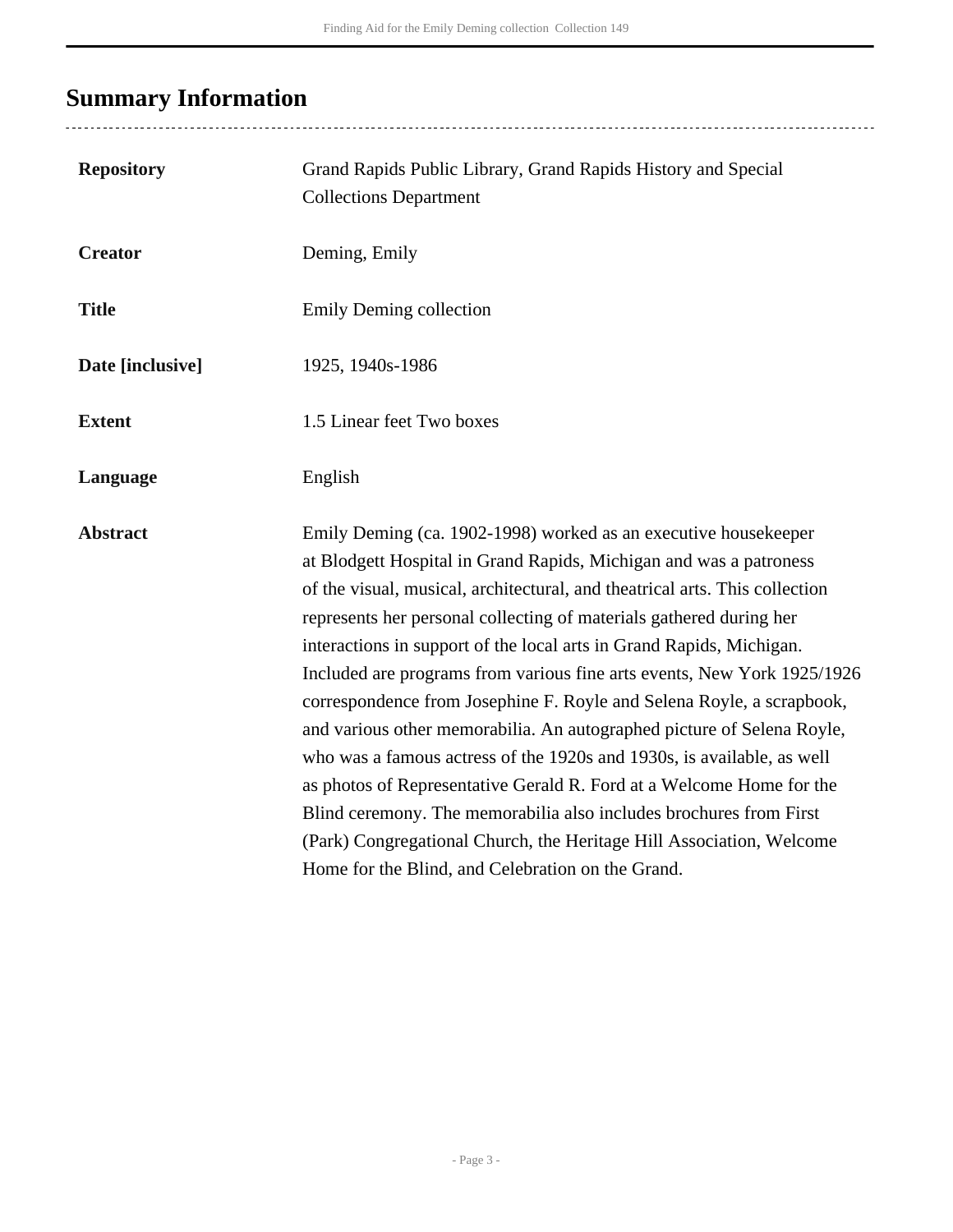## Summary Information

| | |
|---|---|
| **Repository** | Grand Rapids Public Library, Grand Rapids History and Special Collections Department |
| **Creator** | Deming, Emily |
| **Title** | Emily Deming collection |
| **Date [inclusive]** | 1925, 1940s-1986 |
| **Extent** | 1.5 Linear feet Two boxes |
| **Language** | English |
| **Abstract** | Emily Deming (ca. 1902-1998) worked as an executive housekeeper at Blodgett Hospital in Grand Rapids, Michigan and was a patroness of the visual, musical, architectural, and theatrical arts. This collection represents her personal collecting of materials gathered during her interactions in support of the local arts in Grand Rapids, Michigan. Included are programs from various fine arts events, New York 1925/1926 correspondence from Josephine F. Royle and Selena Royle, a scrapbook, and various other memorabilia. An autographed picture of Selena Royle, who was a famous actress of the 1920s and 1930s, is available, as well as photos of Representative Gerald R. Ford at a Welcome Home for the Blind ceremony. The memorabilia also includes brochures from First (Park) Congregational Church, the Heritage Hill Association, Welcome Home for the Blind, and Celebration on the Grand. |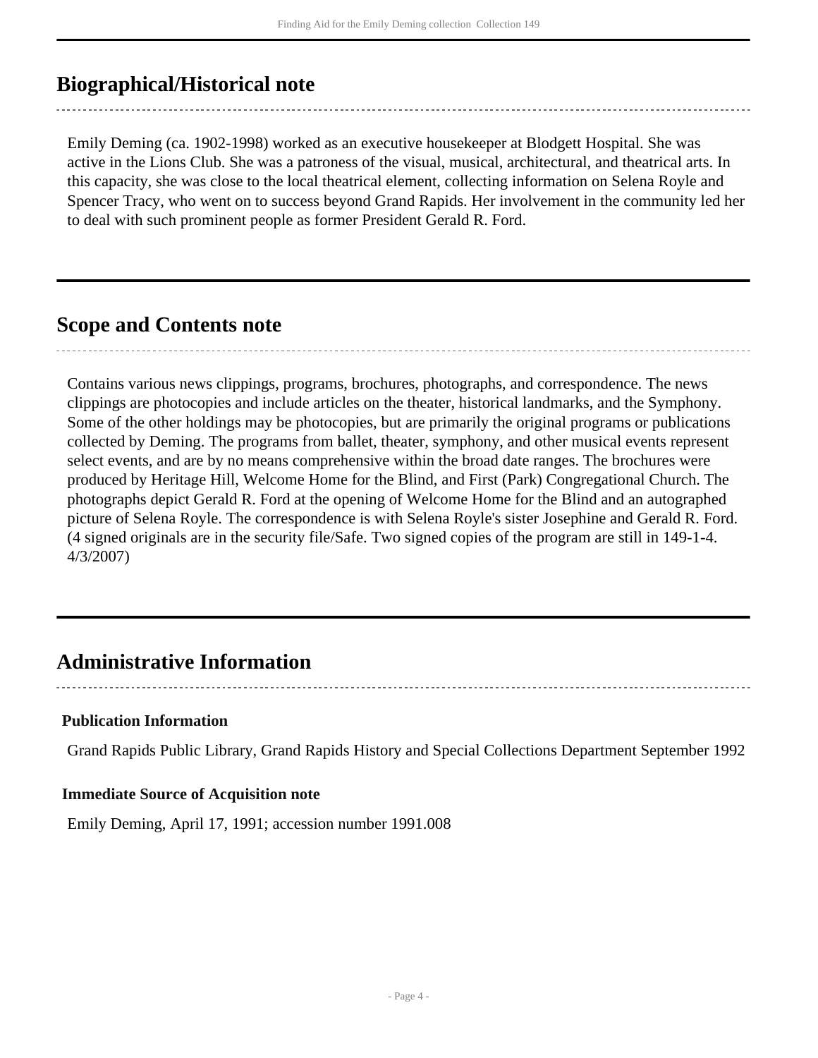## Biographical/Historical note

Emily Deming (ca. 1902-1998) worked as an executive housekeeper at Blodgett Hospital. She was active in the Lions Club. She was a patroness of the visual, musical, architectural, and theatrical arts. In this capacity, she was close to the local theatrical element, collecting information on Selena Royle and Spencer Tracy, who went on to success beyond Grand Rapids. Her involvement in the community led her to deal with such prominent people as former President Gerald R. Ford.

## Scope and Contents note

Contains various news clippings, programs, brochures, photographs, and correspondence. The news clippings are photocopies and include articles on the theater, historical landmarks, and the Symphony. Some of the other holdings may be photocopies, but are primarily the original programs or publications collected by Deming. The programs from ballet, theater, symphony, and other musical events represent select events, and are by no means comprehensive within the broad date ranges. The brochures were produced by Heritage Hill, Welcome Home for the Blind, and First (Park) Congregational Church. The photographs depict Gerald R. Ford at the opening of Welcome Home for the Blind and an autographed picture of Selena Royle. The correspondence is with Selena Royle's sister Josephine and Gerald R. Ford. (4 signed originals are in the security file/Safe. Two signed copies of the program are still in 149-1-4. 4/3/2007)

## Administrative Information

### Publication Information

Grand Rapids Public Library, Grand Rapids History and Special Collections Department September 1992

### Immediate Source of Acquisition note

Emily Deming, April 17, 1991; accession number 1991.008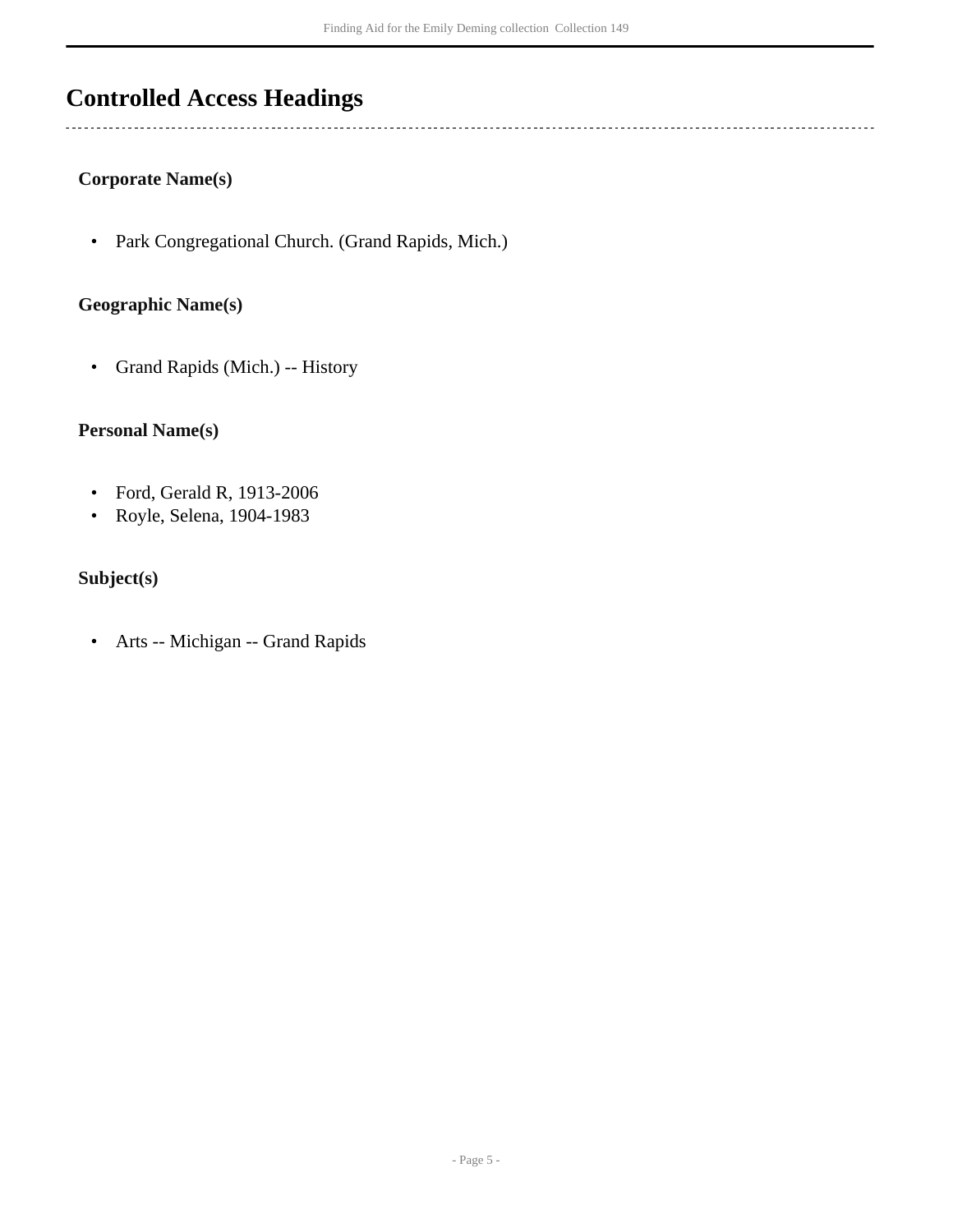## Controlled Access Headings

### Corporate Name(s)

- Park Congregational Church. (Grand Rapids, Mich.)

### Geographic Name(s)

- Grand Rapids (Mich.) -- History

### Personal Name(s)

- Ford, Gerald R, 1913-2006
- Royle, Selena, 1904-1983

### Subject(s)

- Arts -- Michigan -- Grand Rapids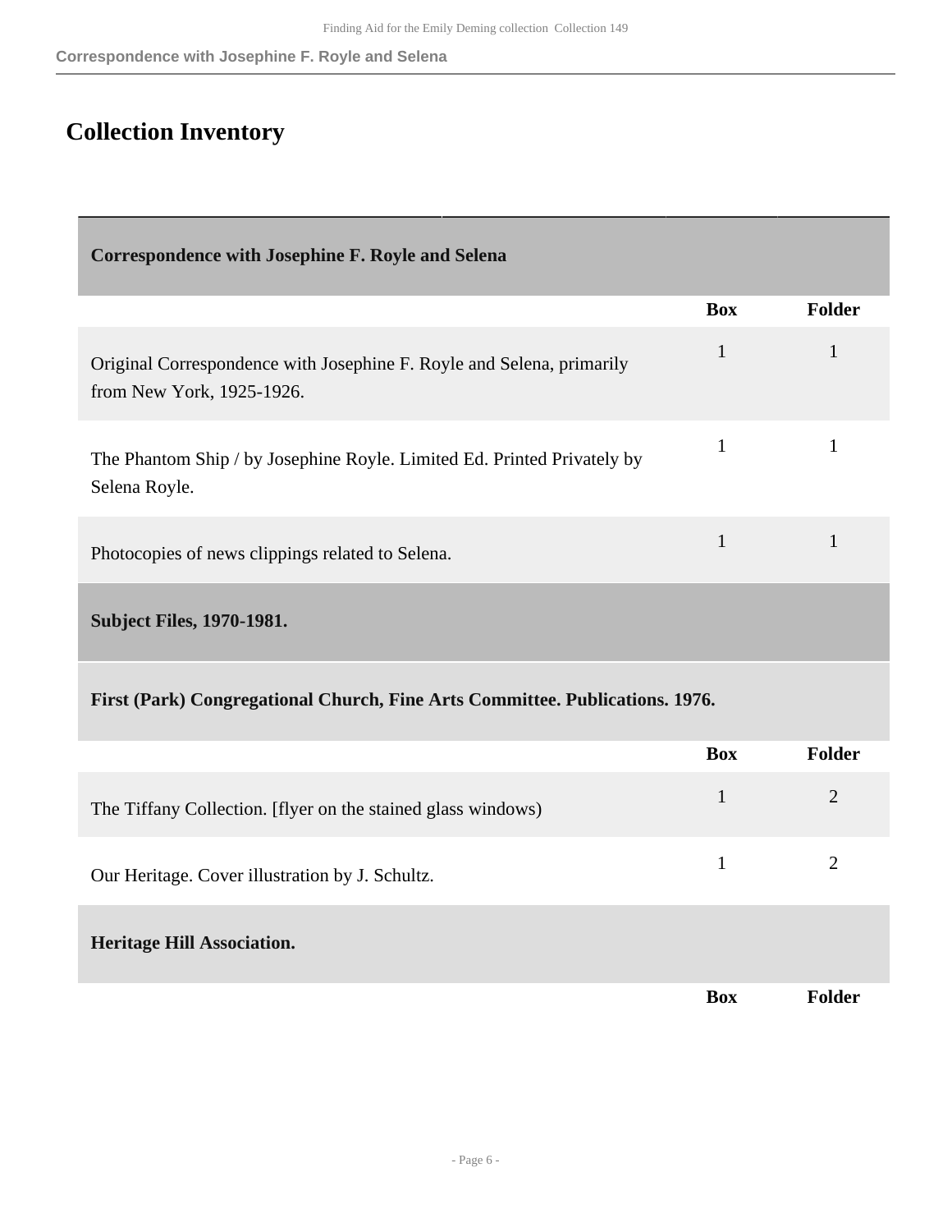## Collection Inventory

### Correspondence with Josephine F. Royle and Selena

| | Box | Folder |
|---|---|---|
| Original Correspondence with Josephine F. Royle and Selena, primarily from New York, 1925-1926. | 1 | 1 |
| The Phantom Ship / by Josephine Royle. Limited Ed. Printed Privately by Selena Royle. | 1 | 1 |
| Photocopies of news clippings related to Selena. | 1 | 1 |

### Subject Files, 1970-1981.

#### First (Park) Congregational Church, Fine Arts Committee. Publications. 1976.

| | Box | Folder |
|---|---|---|
| The Tiffany Collection. [flyer on the stained glass windows) | 1 | 2 |
| Our Heritage. Cover illustration by J. Schultz. | 1 | 2 |

#### Heritage Hill Association.

| | Box | Folder |
|---|---|---|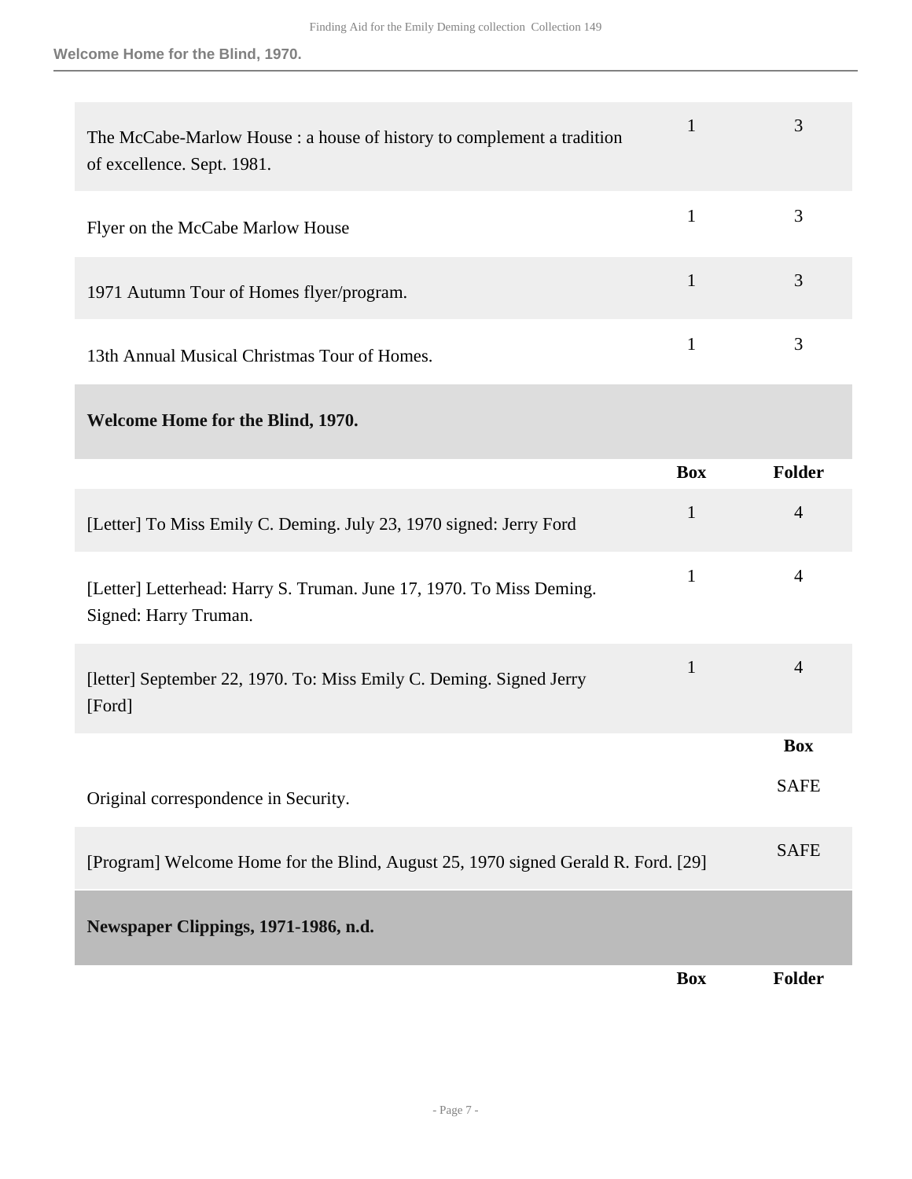| | Box | Folder |
|---|---|---|
| The McCabe-Marlow House : a house of history to complement a tradition of excellence. Sept. 1981. | 1 | 3 |
| Flyer on the McCabe Marlow House | 1 | 3 |
| 1971 Autumn Tour of Homes flyer/program. | 1 | 3 |
| 13th Annual Musical Christmas Tour of Homes. | 1 | 3 |

## Welcome Home for the Blind, 1970.

| | Box | Folder |
|---|---|---|
| [Letter] To Miss Emily C. Deming. July 23, 1970 signed: Jerry Ford | 1 | 4 |
| [Letter] Letterhead: Harry S. Truman. June 17, 1970. To Miss Deming. Signed: Harry Truman. | 1 | 4 |
| [letter] September 22, 1970. To: Miss Emily C. Deming. Signed Jerry [Ford] | 1 | 4 |

| | Box |
|---|---|
| Original correspondence in Security. | SAFE |
| [Program] Welcome Home for the Blind, August 25, 1970 signed Gerald R. Ford. [29] | SAFE |

## Newspaper Clippings, 1971-1986, n.d.

| | Box | Folder |
|---|---|---|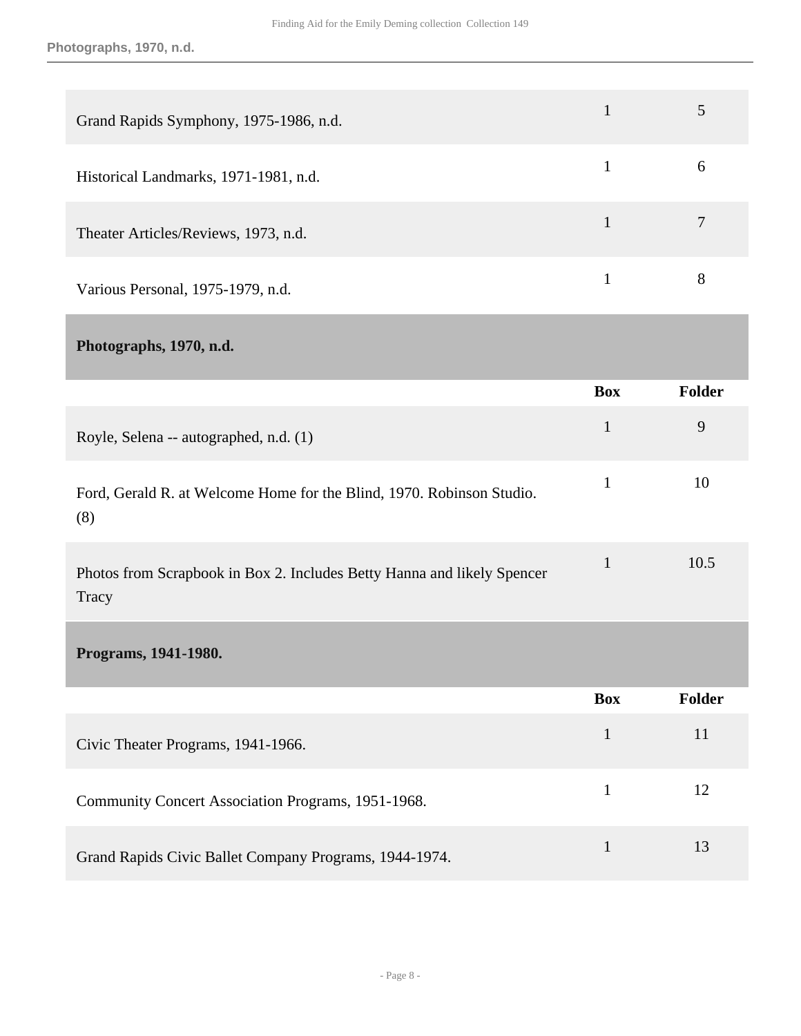| | Box | Folder |
|---|---|---|
| Grand Rapids Symphony, 1975-1986, n.d. | 1 | 5 |
| Historical Landmarks, 1971-1981, n.d. | 1 | 6 |
| Theater Articles/Reviews, 1973, n.d. | 1 | 7 |
| Various Personal, 1975-1979, n.d. | 1 | 8 |

## Photographs, 1970, n.d.

| | Box | Folder |
|---|---|---|
| Royle, Selena -- autographed, n.d. (1) | 1 | 9 |
| Ford, Gerald R. at Welcome Home for the Blind, 1970. Robinson Studio. (8) | 1 | 10 |
| Photos from Scrapbook in Box 2. Includes Betty Hanna and likely Spencer Tracy | 1 | 10.5 |

## Programs, 1941-1980.

| | Box | Folder |
|---|---|---|
| Civic Theater Programs, 1941-1966. | 1 | 11 |
| Community Concert Association Programs, 1951-1968. | 1 | 12 |
| Grand Rapids Civic Ballet Company Programs, 1944-1974. | 1 | 13 |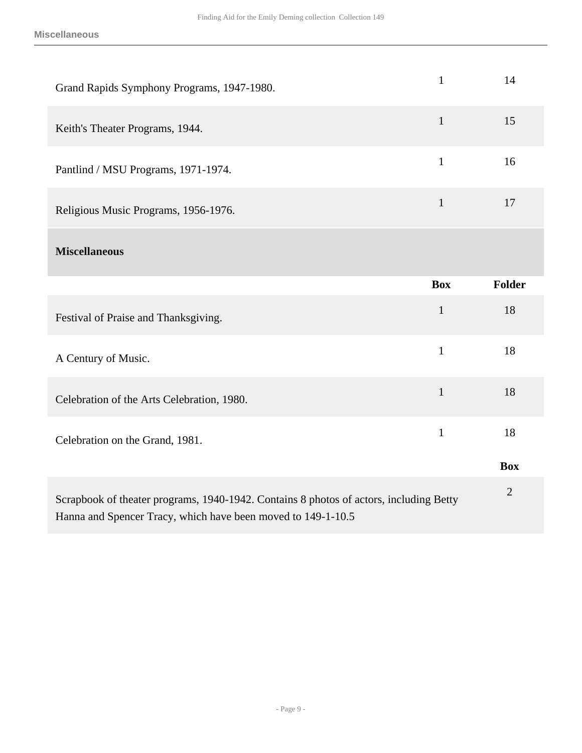| | Box | Folder |
|---|---|---|
| Grand Rapids Symphony Programs, 1947-1980. | 1 | 14 |
| Keith's Theater Programs, 1944. | 1 | 15 |
| Pantlind / MSU Programs, 1971-1974. | 1 | 16 |
| Religious Music Programs, 1956-1976. | 1 | 17 |

## Miscellaneous

| | Box | Folder |
|---|---|---|
| Festival of Praise and Thanksgiving. | 1 | 18 |
| A Century of Music. | 1 | 18 |
| Celebration of the Arts Celebration, 1980. | 1 | 18 |
| Celebration on the Grand, 1981. | 1 | 18 |

| | Box |
|---|---|
| Scrapbook of theater programs, 1940-1942. Contains 8 photos of actors, including Betty Hanna and Spencer Tracy, which have been moved to 149-1-10.5 | 2 |